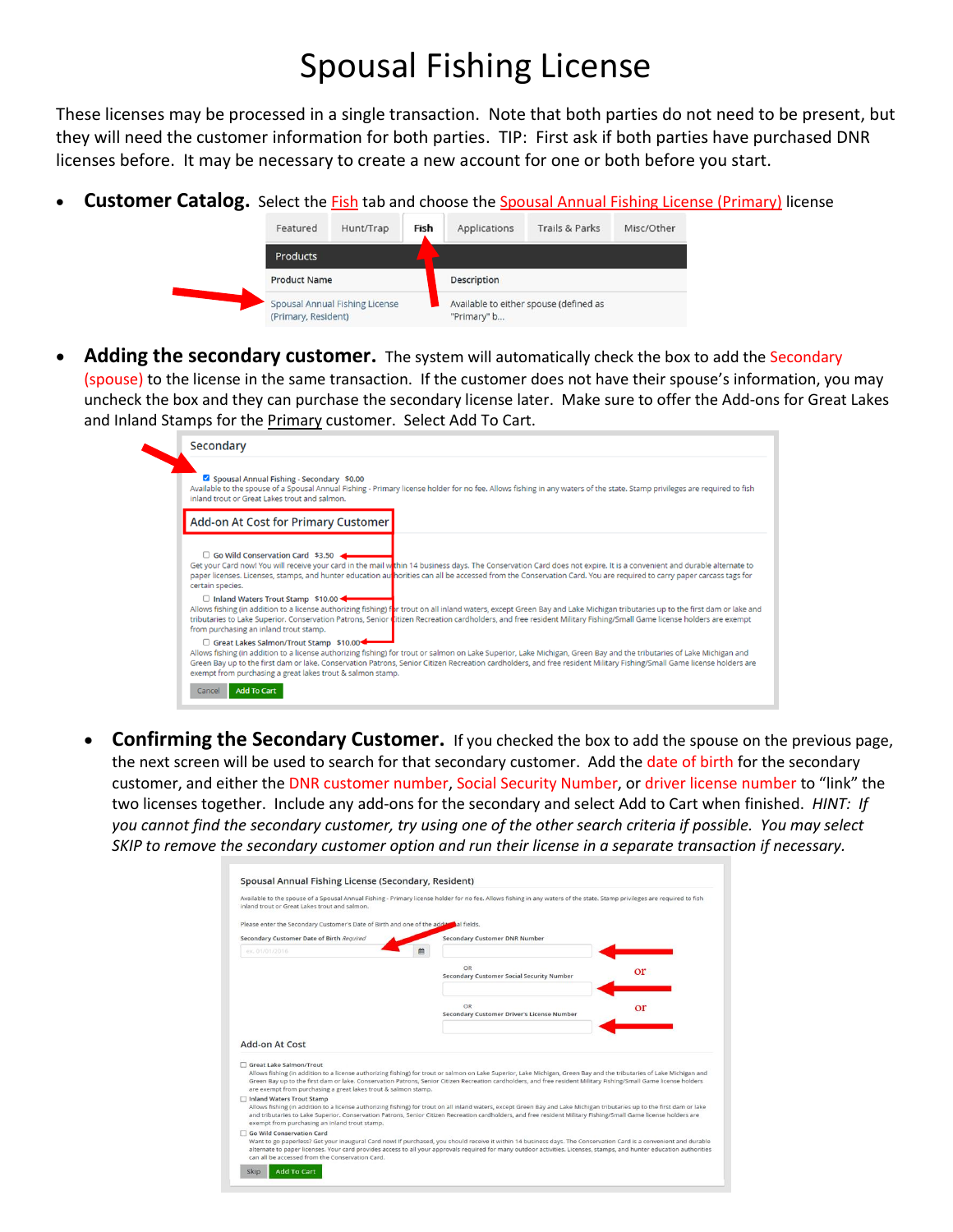# Spousal Fishing License

These licenses may be processed in a single transaction. Note that both parties do not need to be present, but they will need the customer information for both parties. TIP: First ask if both parties have purchased DNR licenses before. It may be necessary to create a new account for one or both before you start.

- **Customer Catalog.** Select the Fish tab and choose the Spousal Annual Fishing License (Primary) license

- **Adding the secondary customer.** The system will automatically check the box to add the Secondary (spouse) to the license in the same transaction. If the customer does not have their spouse's information, you may uncheck the box and they can purchase the secondary license later. Make sure to offer the Add-ons for Great Lakes and Inland Stamps for the Primary customer. Select Add To Cart.

- **Confirming the Secondary Customer.** If you checked the box to add the spouse on the previous page, the next screen will be used to search for that secondary customer. Add the date of birth for the secondary customer, and either the DNR customer number, Social Security Number, or driver license number to "link" the two licenses together. Include any add-ons for the secondary and select Add to Cart when finished. *HINT: If you cannot find the secondary customer, try using one of the other search criteria if possible. You may select SKIP to remove the secondary customer option and run their license in a separate transaction if necessary.*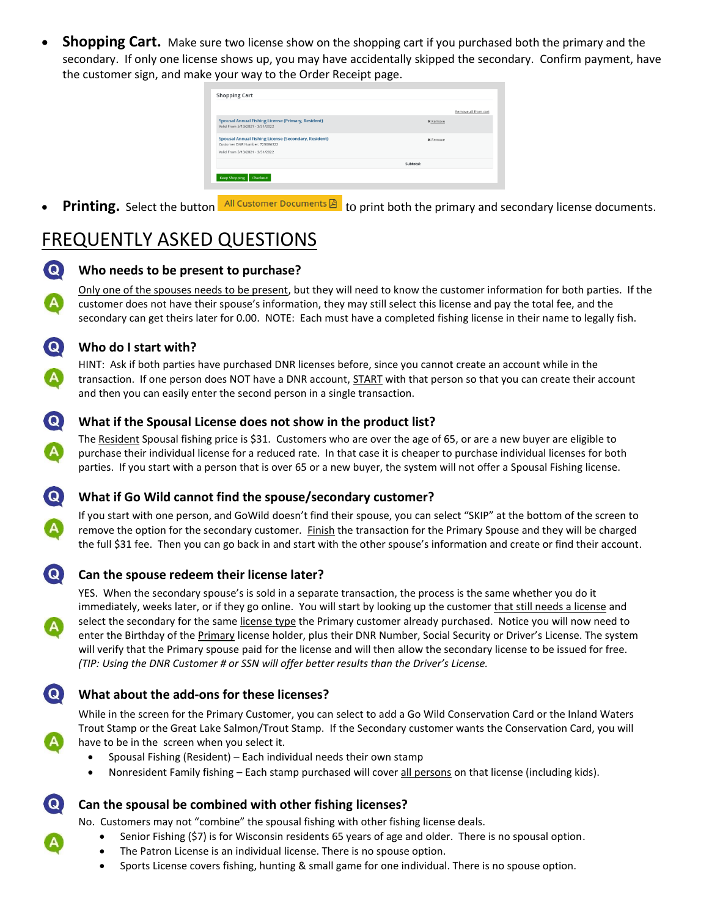- **Shopping Cart.** Make sure two license show on the shopping cart if you purchased both the primary and the secondary. If only one license shows up, you may have accidentally skipped the secondary. Confirm payment, have the customer sign, and make your way to the Order Receipt page.

- **Printing.** Select the button All Customer Documents to print both the primary and secondary license documents.

# FREQUENTLY ASKED QUESTIONS

### Who needs to be present to purchase?

Only one of the spouses needs to be present, but they will need to know the customer information for both parties. If the customer does not have their spouse's information, they may still select this license and pay the total fee, and the secondary can get theirs later for 0.00. NOTE: Each must have a completed fishing license in their name to legally fish.

### Who do I start with?

HINT: Ask if both parties have purchased DNR licenses before, since you cannot create an account while in the transaction. If one person does NOT have a DNR account, START with that person so that you can create their account and then you can easily enter the second person in a single transaction.

### What if the Spousal License does not show in the product list?

The Resident Spousal fishing price is $31. Customers who are over the age of 65, or are a new buyer are eligible to purchase their individual license for a reduced rate. In that case it is cheaper to purchase individual licenses for both parties. If you start with a person that is over 65 or a new buyer, the system will not offer a Spousal Fishing license.

### What if Go Wild cannot find the spouse/secondary customer?

If you start with one person, and GoWild doesn't find their spouse, you can select "SKIP" at the bottom of the screen to remove the option for the secondary customer. Finish the transaction for the Primary Spouse and they will be charged the full $31 fee. Then you can go back in and start with the other spouse's information and create or find their account.

### Can the spouse redeem their license later?

YES. When the secondary spouse's is sold in a separate transaction, the process is the same whether you do it immediately, weeks later, or if they go online. You will start by looking up the customer that still needs a license and select the secondary for the same license type the Primary customer already purchased. Notice you will now need to enter the Birthday of the Primary license holder, plus their DNR Number, Social Security or Driver's License. The system will verify that the Primary spouse paid for the license and will then allow the secondary license to be issued for free. *(TIP: Using the DNR Customer # or SSN will offer better results than the Driver's License.*

### What about the add-ons for these licenses?

While in the screen for the Primary Customer, you can select to add a Go Wild Conservation Card or the Inland Waters Trout Stamp or the Great Lake Salmon/Trout Stamp. If the Secondary customer wants the Conservation Card, you will have to be in the screen when you select it.

- Spousal Fishing (Resident) – Each individual needs their own stamp
- Nonresident Family fishing – Each stamp purchased will cover all persons on that license (including kids).

### Can the spousal be combined with other fishing licenses?

No. Customers may not "combine" the spousal fishing with other fishing license deals.

- Senior Fishing ($7) is for Wisconsin residents 65 years of age and older. There is no spousal option.
- The Patron License is an individual license. There is no spouse option.
- Sports License covers fishing, hunting & small game for one individual. There is no spouse option.